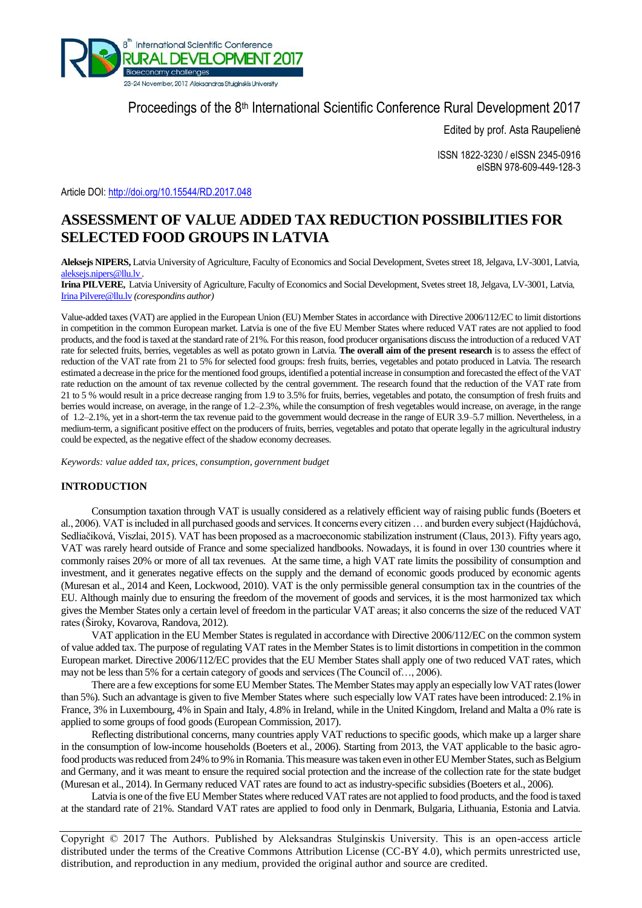Proceedings of the 8th International Scientific Conference Rural Development 2017

Edited by prof. Asta Raupelienė

ISSN 1822-3230 / eISSN 2345-0916
eISBN 978-609-449-128-3

Article DOI: http://doi.org/10.15544/RD.2017.048

# ASSESSMENT OF VALUE ADDED TAX REDUCTION POSSIBILITIES FOR SELECTED FOOD GROUPS IN LATVIA

**Aleksejs NIPERS,** Latvia University of Agriculture, Faculty of Economics and Social Development, Svetes street 18, Jelgava, LV-3001, Latvia, aleksejs.nipers@llu.lv.

**Irina PILVERE,** Latvia University of Agriculture, Faculty of Economics and Social Development, Svetes street 18, Jelgava, LV-3001, Latvia, Irina Pilvere@llu.lv *(corespondins author)*

Value-added taxes (VAT) are applied in the European Union (EU) Member States in accordance with Directive 2006/112/EC to limit distortions in competition in the common European market. Latvia is one of the five EU Member States where reduced VAT rates are not applied to food products, and the food is taxed at the standard rate of 21%. For this reason, food producer organisations discuss the introduction of a reduced VAT rate for selected fruits, berries, vegetables as well as potato grown in Latvia. **The overall aim of the present research** is to assess the effect of reduction of the VAT rate from 21 to 5% for selected food groups: fresh fruits, berries, vegetables and potato produced in Latvia. The research estimated a decrease in the price for the mentioned food groups, identified a potential increase in consumption and forecasted the effect of the VAT rate reduction on the amount of tax revenue collected by the central government. The research found that the reduction of the VAT rate from 21 to 5 % would result in a price decrease ranging from 1.9 to 3.5% for fruits, berries, vegetables and potato, the consumption of fresh fruits and berries would increase, on average, in the range of 1.2–2.3%, while the consumption of fresh vegetables would increase, on average, in the range of 1.2–2.1%, yet in a short-term the tax revenue paid to the government would decrease in the range of EUR 3.9–5.7 million. Nevertheless, in a medium-term, a significant positive effect on the producers of fruits, berries, vegetables and potato that operate legally in the agricultural industry could be expected, as the negative effect of the shadow economy decreases.

*Keywords: value added tax, prices, consumption, government budget*

## INTRODUCTION

Consumption taxation through VAT is usually considered as a relatively efficient way of raising public funds (Boeters et al., 2006). VAT is included in all purchased goods and services. It concerns every citizen … and burden every subject (Hajdúchová, Sedliačiková, Viszlai, 2015). VAT has been proposed as a macroeconomic stabilization instrument (Claus, 2013). Fifty years ago, VAT was rarely heard outside of France and some specialized handbooks. Nowadays, it is found in over 130 countries where it commonly raises 20% or more of all tax revenues. At the same time, a high VAT rate limits the possibility of consumption and investment, and it generates negative effects on the supply and the demand of economic goods produced by economic agents (Muresan et al., 2014 and Keen, Lockwood, 2010). VAT is the only permissible general consumption tax in the countries of the EU. Although mainly due to ensuring the freedom of the movement of goods and services, it is the most harmonized tax which gives the Member States only a certain level of freedom in the particular VAT areas; it also concerns the size of the reduced VAT rates (Široky, Kovarova, Randova, 2012).

VAT application in the EU Member States is regulated in accordance with Directive 2006/112/EC on the common system of value added tax. The purpose of regulating VAT rates in the Member States is to limit distortions in competition in the common European market. Directive 2006/112/EC provides that the EU Member States shall apply one of two reduced VAT rates, which may not be less than 5% for a certain category of goods and services (The Council of…, 2006).

There are a few exceptions for some EU Member States. The Member States may apply an especially low VAT rates (lower than 5%). Such an advantage is given to five Member States where such especially low VAT rates have been introduced: 2.1% in France, 3% in Luxembourg, 4% in Spain and Italy, 4.8% in Ireland, while in the United Kingdom, Ireland and Malta a 0% rate is applied to some groups of food goods (European Commission, 2017).

Reflecting distributional concerns, many countries apply VAT reductions to specific goods, which make up a larger share in the consumption of low-income households (Boeters et al., 2006). Starting from 2013, the VAT applicable to the basic agro-food products was reduced from 24% to 9% in Romania. This measure was taken even in other EU Member States, such as Belgium and Germany, and it was meant to ensure the required social protection and the increase of the collection rate for the state budget (Muresan et al., 2014). In Germany reduced VAT rates are found to act as industry-specific subsidies (Boeters et al., 2006).

Latvia is one of the five EU Member States where reduced VAT rates are not applied to food products, and the food is taxed at the standard rate of 21%. Standard VAT rates are applied to food only in Denmark, Bulgaria, Lithuania, Estonia and Latvia.

Copyright © 2017 The Authors. Published by Aleksandras Stulginskis University. This is an open-access article distributed under the terms of the Creative Commons Attribution License (CC-BY 4.0), which permits unrestricted use, distribution, and reproduction in any medium, provided the original author and source are credited.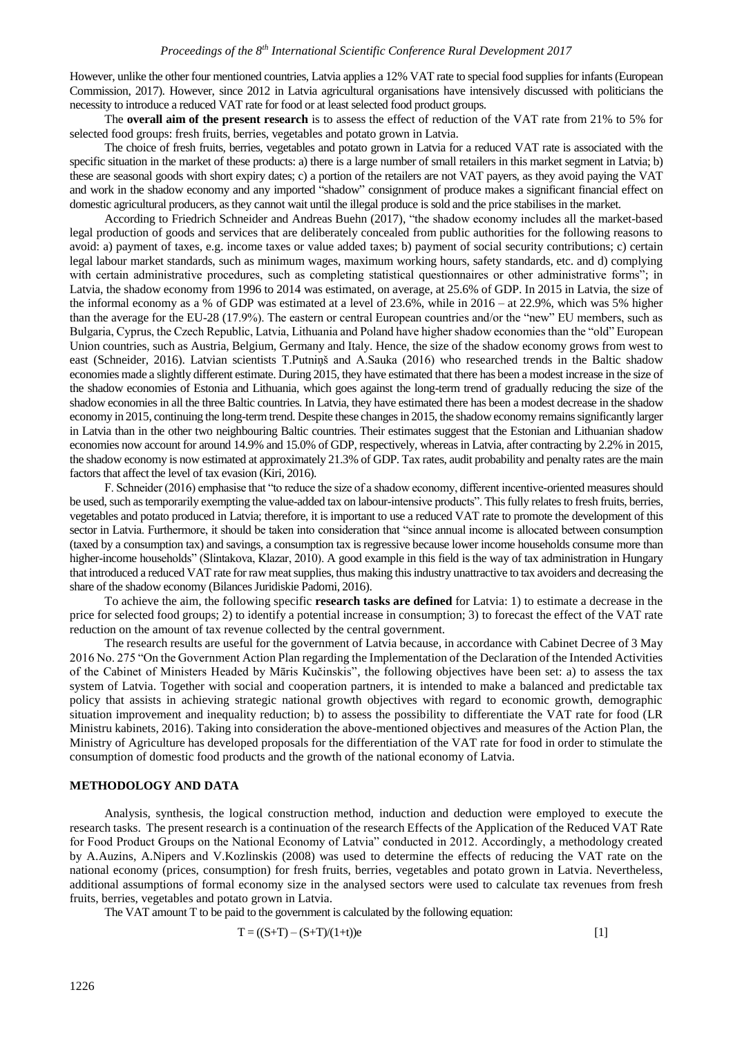However, unlike the other four mentioned countries, Latvia applies a 12% VAT rate to special food supplies for infants (European Commission, 2017). However, since 2012 in Latvia agricultural organisations have intensively discussed with politicians the necessity to introduce a reduced VAT rate for food or at least selected food product groups.

The **overall aim of the present research** is to assess the effect of reduction of the VAT rate from 21% to 5% for selected food groups: fresh fruits, berries, vegetables and potato grown in Latvia.

The choice of fresh fruits, berries, vegetables and potato grown in Latvia for a reduced VAT rate is associated with the specific situation in the market of these products: a) there is a large number of small retailers in this market segment in Latvia; b) these are seasonal goods with short expiry dates; c) a portion of the retailers are not VAT payers, as they avoid paying the VAT and work in the shadow economy and any imported "shadow" consignment of produce makes a significant financial effect on domestic agricultural producers, as they cannot wait until the illegal produce is sold and the price stabilises in the market.

According to Friedrich Schneider and Andreas Buehn (2017), "the shadow economy includes all the market-based legal production of goods and services that are deliberately concealed from public authorities for the following reasons to avoid: a) payment of taxes, e.g. income taxes or value added taxes; b) payment of social security contributions; c) certain legal labour market standards, such as minimum wages, maximum working hours, safety standards, etc. and d) complying with certain administrative procedures, such as completing statistical questionnaires or other administrative forms"; in Latvia, the shadow economy from 1996 to 2014 was estimated, on average, at 25.6% of GDP. In 2015 in Latvia, the size of the informal economy as a % of GDP was estimated at a level of 23.6%, while in 2016 – at 22.9%, which was 5% higher than the average for the EU-28 (17.9%). The eastern or central European countries and/or the "new" EU members, such as Bulgaria, Cyprus, the Czech Republic, Latvia, Lithuania and Poland have higher shadow economies than the "old" European Union countries, such as Austria, Belgium, Germany and Italy. Hence, the size of the shadow economy grows from west to east (Schneider, 2016). Latvian scientists T.Putniņš and A.Sauka (2016) who researched trends in the Baltic shadow economies made a slightly different estimate. During 2015, they have estimated that there has been a modest increase in the size of the shadow economies of Estonia and Lithuania, which goes against the long-term trend of gradually reducing the size of the shadow economies in all the three Baltic countries. In Latvia, they have estimated there has been a modest decrease in the shadow economy in 2015, continuing the long-term trend. Despite these changes in 2015, the shadow economy remains significantly larger in Latvia than in the other two neighbouring Baltic countries. Their estimates suggest that the Estonian and Lithuanian shadow economies now account for around 14.9% and 15.0% of GDP, respectively, whereas in Latvia, after contracting by 2.2% in 2015, the shadow economy is now estimated at approximately 21.3% of GDP. Tax rates, audit probability and penalty rates are the main factors that affect the level of tax evasion (Kiri, 2016).

F. Schneider (2016) emphasise that "to reduce the size of a shadow economy, different incentive-oriented measures should be used, such as temporarily exempting the value-added tax on labour-intensive products". This fully relates to fresh fruits, berries, vegetables and potato produced in Latvia; therefore, it is important to use a reduced VAT rate to promote the development of this sector in Latvia. Furthermore, it should be taken into consideration that "since annual income is allocated between consumption (taxed by a consumption tax) and savings, a consumption tax is regressive because lower income households consume more than higher-income households" (Slintakova, Klazar, 2010). A good example in this field is the way of tax administration in Hungary that introduced a reduced VAT rate for raw meat supplies, thus making this industry unattractive to tax avoiders and decreasing the share of the shadow economy (Bilances Juridiskie Padomi, 2016).

To achieve the aim, the following specific **research tasks are defined** for Latvia: 1) to estimate a decrease in the price for selected food groups; 2) to identify a potential increase in consumption; 3) to forecast the effect of the VAT rate reduction on the amount of tax revenue collected by the central government.

The research results are useful for the government of Latvia because, in accordance with Cabinet Decree of 3 May 2016 No. 275 "On the Government Action Plan regarding the Implementation of the Declaration of the Intended Activities of the Cabinet of Ministers Headed by Māris Kučinskis", the following objectives have been set: a) to assess the tax system of Latvia. Together with social and cooperation partners, it is intended to make a balanced and predictable tax policy that assists in achieving strategic national growth objectives with regard to economic growth, demographic situation improvement and inequality reduction; b) to assess the possibility to differentiate the VAT rate for food (LR Ministru kabinets, 2016). Taking into consideration the above-mentioned objectives and measures of the Action Plan, the Ministry of Agriculture has developed proposals for the differentiation of the VAT rate for food in order to stimulate the consumption of domestic food products and the growth of the national economy of Latvia.

## METHODOLOGY AND DATA

Analysis, synthesis, the logical construction method, induction and deduction were employed to execute the research tasks. The present research is a continuation of the research Effects of the Application of the Reduced VAT Rate for Food Product Groups on the National Economy of Latvia" conducted in 2012. Accordingly, a methodology created by A.Auzins, A.Nipers and V.Kozlinskis (2008) was used to determine the effects of reducing the VAT rate on the national economy (prices, consumption) for fresh fruits, berries, vegetables and potato grown in Latvia. Nevertheless, additional assumptions of formal economy size in the analysed sectors were used to calculate tax revenues from fresh fruits, berries, vegetables and potato grown in Latvia.

The VAT amount T to be paid to the government is calculated by the following equation:

$$T = ((S+T) - (S+T)/(1+t))e \quad [1]$$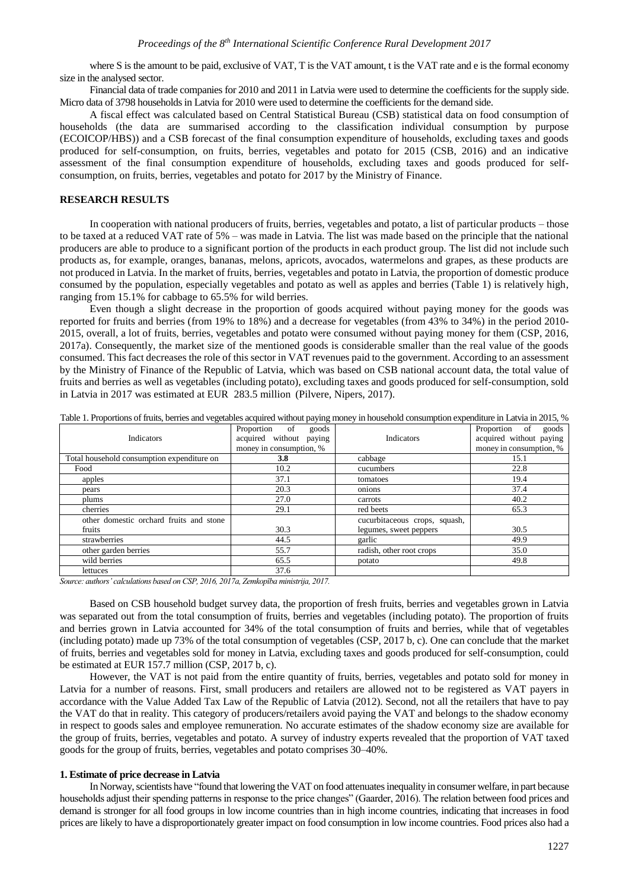where S is the amount to be paid, exclusive of VAT, T is the VAT amount, t is the VAT rate and e is the formal economy size in the analysed sector.

Financial data of trade companies for 2010 and 2011 in Latvia were used to determine the coefficients for the supply side. Micro data of 3798 households in Latvia for 2010 were used to determine the coefficients for the demand side.

A fiscal effect was calculated based on Central Statistical Bureau (CSB) statistical data on food consumption of households (the data are summarised according to the classification individual consumption by purpose (ECOICOP/HBS)) and a CSB forecast of the final consumption expenditure of households, excluding taxes and goods produced for self-consumption, on fruits, berries, vegetables and potato for 2015 (CSB, 2016) and an indicative assessment of the final consumption expenditure of households, excluding taxes and goods produced for self-consumption, on fruits, berries, vegetables and potato for 2017 by the Ministry of Finance.

## RESEARCH RESULTS

In cooperation with national producers of fruits, berries, vegetables and potato, a list of particular products – those to be taxed at a reduced VAT rate of 5% – was made in Latvia. The list was made based on the principle that the national producers are able to produce to a significant portion of the products in each product group. The list did not include such products as, for example, oranges, bananas, melons, apricots, avocados, watermelons and grapes, as these products are not produced in Latvia. In the market of fruits, berries, vegetables and potato in Latvia, the proportion of domestic produce consumed by the population, especially vegetables and potato as well as apples and berries (Table 1) is relatively high, ranging from 15.1% for cabbage to 65.5% for wild berries.

Even though a slight decrease in the proportion of goods acquired without paying money for the goods was reported for fruits and berries (from 19% to 18%) and a decrease for vegetables (from 43% to 34%) in the period 2010-2015, overall, a lot of fruits, berries, vegetables and potato were consumed without paying money for them (CSP, 2016, 2017a). Consequently, the market size of the mentioned goods is considerable smaller than the real value of the goods consumed. This fact decreases the role of this sector in VAT revenues paid to the government. According to an assessment by the Ministry of Finance of the Republic of Latvia, which was based on CSB national account data, the total value of fruits and berries as well as vegetables (including potato), excluding taxes and goods produced for self-consumption, sold in Latvia in 2017 was estimated at EUR 283.5 million (Pilvere, Nipers, 2017).

Table 1. Proportions of fruits, berries and vegetables acquired without paying money in household consumption expenditure in Latvia in 2015, %

| Indicators | Proportion of goods acquired without paying money in consumption, % | Indicators | Proportion of goods acquired without paying money in consumption, % |
|---|---|---|---|
| Total household consumption expenditure on | **3.8** | cabbage | 15.1 |
| Food | 10.2 | cucumbers | 22.8 |
| apples | 37.1 | tomatoes | 19.4 |
| pears | 20.3 | onions | 37.4 |
| plums | 27.0 | carrots | 40.2 |
| cherries | 29.1 | red beets | 65.3 |
| other domestic orchard fruits and stone fruits | 30.3 | cucurbitaceous crops, squash, legumes, sweet peppers | 30.5 |
| strawberries | 44.5 | garlic | 49.9 |
| other garden berries | 55.7 | radish, other root crops | 35.0 |
| wild berries | 65.5 | potato | 49.8 |
| lettuces | 37.6 | | |

*Source: authors' calculations based on CSP, 2016, 2017a, Zemkopības ministrija, 2017.*

Based on CSB household budget survey data, the proportion of fresh fruits, berries and vegetables grown in Latvia was separated out from the total consumption of fruits, berries and vegetables (including potato). The proportion of fruits and berries grown in Latvia accounted for 34% of the total consumption of fruits and berries, while that of vegetables (including potato) made up 73% of the total consumption of vegetables (CSP, 2017 b, c). One can conclude that the market of fruits, berries and vegetables sold for money in Latvia, excluding taxes and goods produced for self-consumption, could be estimated at EUR 157.7 million (CSP, 2017 b, c).

However, the VAT is not paid from the entire quantity of fruits, berries, vegetables and potato sold for money in Latvia for a number of reasons. First, small producers and retailers are allowed not to be registered as VAT payers in accordance with the Value Added Tax Law of the Republic of Latvia (2012). Second, not all the retailers that have to pay the VAT do that in reality. This category of producers/retailers avoid paying the VAT and belongs to the shadow economy in respect to goods sales and employee remuneration. No accurate estimates of the shadow economy size are available for the group of fruits, berries, vegetables and potato. A survey of industry experts revealed that the proportion of VAT taxed goods for the group of fruits, berries, vegetables and potato comprises 30–40%.

### 1. Estimate of price decrease in Latvia

In Norway, scientists have "found that lowering the VAT on food attenuates inequality in consumer welfare, in part because households adjust their spending patterns in response to the price changes" (Gaarder, 2016). The relation between food prices and demand is stronger for all food groups in low income countries than in high income countries, indicating that increases in food prices are likely to have a disproportionately greater impact on food consumption in low income countries. Food prices also had a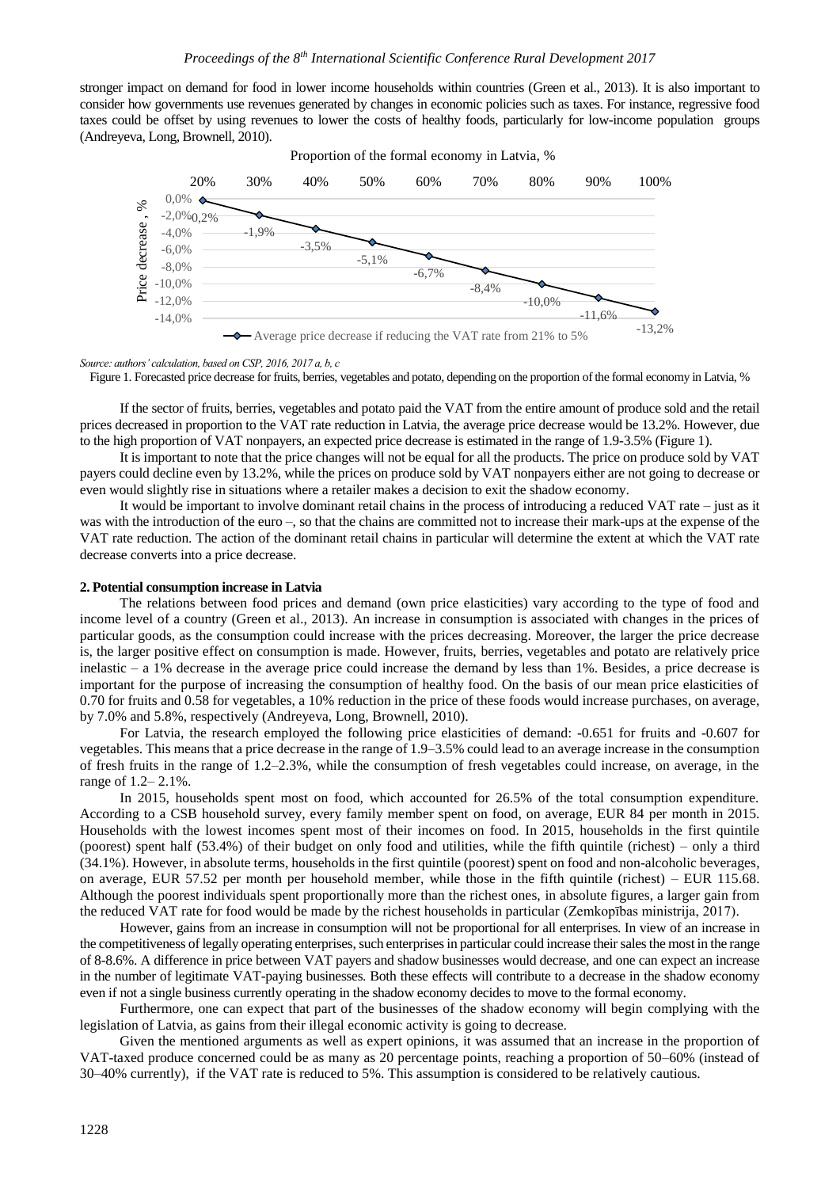stronger impact on demand for food in lower income households within countries (Green et al., 2013). It is also important to consider how governments use revenues generated by changes in economic policies such as taxes. For instance, regressive food taxes could be offset by using revenues to lower the costs of healthy foods, particularly for low-income population groups (Andreyeva, Long, Brownell, 2010).

*Source: authors' calculation, based on CSP, 2016, 2017 a, b, c*

Figure 1. Forecasted price decrease for fruits, berries, vegetables and potato, depending on the proportion of the formal economy in Latvia, %

If the sector of fruits, berries, vegetables and potato paid the VAT from the entire amount of produce sold and the retail prices decreased in proportion to the VAT rate reduction in Latvia, the average price decrease would be 13.2%. However, due to the high proportion of VAT nonpayers, an expected price decrease is estimated in the range of 1.9-3.5% (Figure 1).

It is important to note that the price changes will not be equal for all the products. The price on produce sold by VAT payers could decline even by 13.2%, while the prices on produce sold by VAT nonpayers either are not going to decrease or even would slightly rise in situations where a retailer makes a decision to exit the shadow economy.

It would be important to involve dominant retail chains in the process of introducing a reduced VAT rate – just as it was with the introduction of the euro –, so that the chains are committed not to increase their mark-ups at the expense of the VAT rate reduction. The action of the dominant retail chains in particular will determine the extent at which the VAT rate decrease converts into a price decrease.

## 2. Potential consumption increase in Latvia

The relations between food prices and demand (own price elasticities) vary according to the type of food and income level of a country (Green et al., 2013). An increase in consumption is associated with changes in the prices of particular goods, as the consumption could increase with the prices decreasing. Moreover, the larger the price decrease is, the larger positive effect on consumption is made. However, fruits, berries, vegetables and potato are relatively price inelastic – a 1% decrease in the average price could increase the demand by less than 1%. Besides, a price decrease is important for the purpose of increasing the consumption of healthy food. On the basis of our mean price elasticities of 0.70 for fruits and 0.58 for vegetables, a 10% reduction in the price of these foods would increase purchases, on average, by 7.0% and 5.8%, respectively (Andreyeva, Long, Brownell, 2010).

For Latvia, the research employed the following price elasticities of demand: -0.651 for fruits and -0.607 for vegetables. This means that a price decrease in the range of 1.9–3.5% could lead to an average increase in the consumption of fresh fruits in the range of 1.2–2.3%, while the consumption of fresh vegetables could increase, on average, in the range of 1.2– 2.1%.

In 2015, households spent most on food, which accounted for 26.5% of the total consumption expenditure. According to a CSB household survey, every family member spent on food, on average, EUR 84 per month in 2015. Households with the lowest incomes spent most of their incomes on food. In 2015, households in the first quintile (poorest) spent half (53.4%) of their budget on only food and utilities, while the fifth quintile (richest) – only a third (34.1%). However, in absolute terms, households in the first quintile (poorest) spent on food and non-alcoholic beverages, on average, EUR 57.52 per month per household member, while those in the fifth quintile (richest) – EUR 115.68. Although the poorest individuals spent proportionally more than the richest ones, in absolute figures, a larger gain from the reduced VAT rate for food would be made by the richest households in particular (Zemkopības ministrija, 2017).

However, gains from an increase in consumption will not be proportional for all enterprises. In view of an increase in the competitiveness of legally operating enterprises, such enterprises in particular could increase their sales the most in the range of 8-8.6%. A difference in price between VAT payers and shadow businesses would decrease, and one can expect an increase in the number of legitimate VAT-paying businesses. Both these effects will contribute to a decrease in the shadow economy even if not a single business currently operating in the shadow economy decides to move to the formal economy.

Furthermore, one can expect that part of the businesses of the shadow economy will begin complying with the legislation of Latvia, as gains from their illegal economic activity is going to decrease.

Given the mentioned arguments as well as expert opinions, it was assumed that an increase in the proportion of VAT-taxed produce concerned could be as many as 20 percentage points, reaching a proportion of 50–60% (instead of 30–40% currently), if the VAT rate is reduced to 5%. This assumption is considered to be relatively cautious.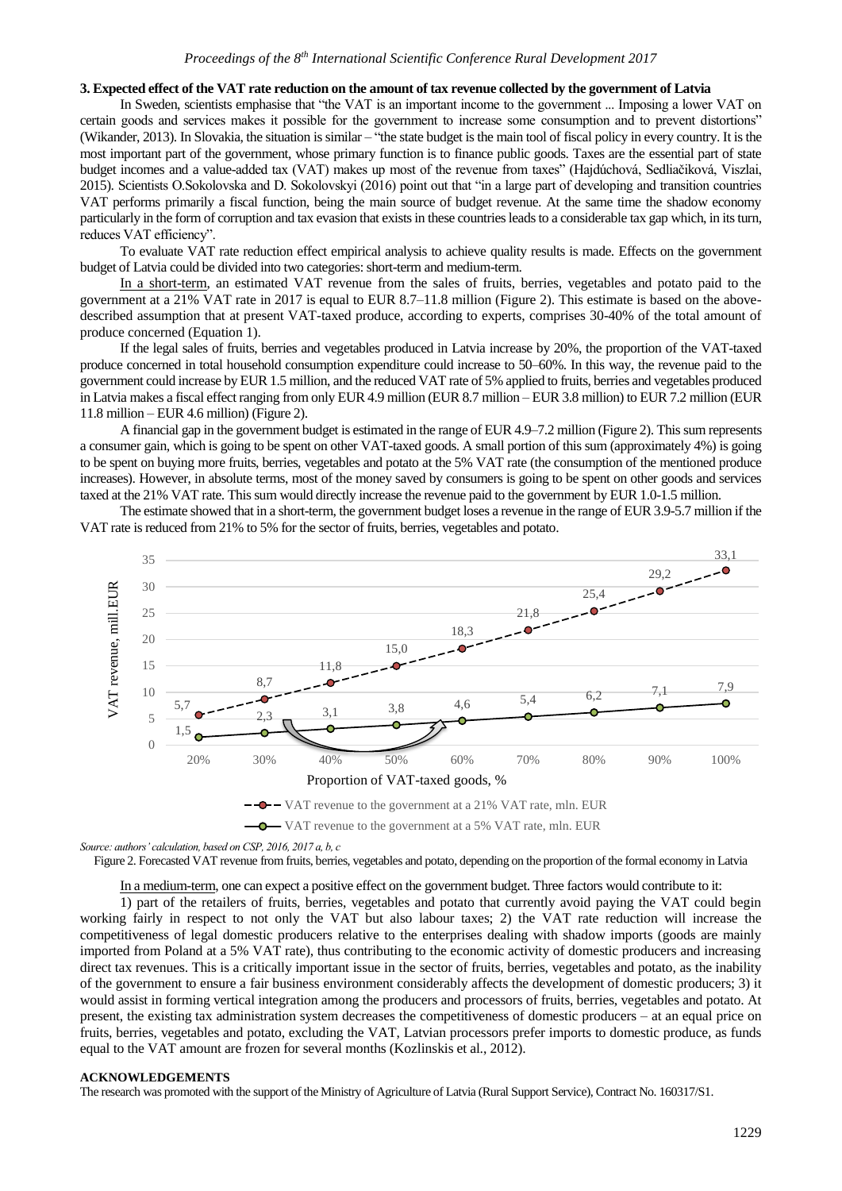### 3. Expected effect of the VAT rate reduction on the amount of tax revenue collected by the government of Latvia

In Sweden, scientists emphasise that "the VAT is an important income to the government ... Imposing a lower VAT on certain goods and services makes it possible for the government to increase some consumption and to prevent distortions" (Wikander, 2013). In Slovakia, the situation is similar – "the state budget is the main tool of fiscal policy in every country. It is the most important part of the government, whose primary function is to finance public goods. Taxes are the essential part of state budget incomes and a value-added tax (VAT) makes up most of the revenue from taxes" (Hajdúchová, Sedliačiková, Viszlai, 2015). Scientists O.Sokolovska and D. Sokolovskyi (2016) point out that "in a large part of developing and transition countries VAT performs primarily a fiscal function, being the main source of budget revenue. At the same time the shadow economy particularly in the form of corruption and tax evasion that exists in these countries leads to a considerable tax gap which, in its turn, reduces VAT efficiency".

To evaluate VAT rate reduction effect empirical analysis to achieve quality results is made. Effects on the government budget of Latvia could be divided into two categories: short-term and medium-term.

In a short-term, an estimated VAT revenue from the sales of fruits, berries, vegetables and potato paid to the government at a 21% VAT rate in 2017 is equal to EUR 8.7–11.8 million (Figure 2). This estimate is based on the above-described assumption that at present VAT-taxed produce, according to experts, comprises 30-40% of the total amount of produce concerned (Equation 1).

If the legal sales of fruits, berries and vegetables produced in Latvia increase by 20%, the proportion of the VAT-taxed produce concerned in total household consumption expenditure could increase to 50–60%. In this way, the revenue paid to the government could increase by EUR 1.5 million, and the reduced VAT rate of 5% applied to fruits, berries and vegetables produced in Latvia makes a fiscal effect ranging from only EUR 4.9 million (EUR 8.7 million – EUR 3.8 million) to EUR 7.2 million (EUR 11.8 million – EUR 4.6 million) (Figure 2).

A financial gap in the government budget is estimated in the range of EUR 4.9–7.2 million (Figure 2). This sum represents a consumer gain, which is going to be spent on other VAT-taxed goods. A small portion of this sum (approximately 4%) is going to be spent on buying more fruits, berries, vegetables and potato at the 5% VAT rate (the consumption of the mentioned produce increases). However, in absolute terms, most of the money saved by consumers is going to be spent on other goods and services taxed at the 21% VAT rate. This sum would directly increase the revenue paid to the government by EUR 1.0-1.5 million.

The estimate showed that in a short-term, the government budget loses a revenue in the range of EUR 3.9-5.7 million if the VAT rate is reduced from 21% to 5% for the sector of fruits, berries, vegetables and potato.

| Proportion of VAT-taxed goods, % | VAT revenue to the government at a 21% VAT rate, mln. EUR | VAT revenue to the government at a 5% VAT rate, mln. EUR |
|---|---|---|
| 20% | 5,7 | 1,5 |
| 30% | 8,7 | 2,3 |
| 40% | 11,8 | 3,1 |
| 50% | 15,0 | 3,8 |
| 60% | 18,3 | 4,6 |
| 70% | 21,8 | 5,4 |
| 80% | 25,4 | 6,2 |
| 90% | 29,2 | 7,1 |
| 100% | 33,1 | 7,9 |

*Source: authors' calculation, based on CSP, 2016, 2017 a, b, c*

Figure 2. Forecasted VAT revenue from fruits, berries, vegetables and potato, depending on the proportion of the formal economy in Latvia

In a medium-term, one can expect a positive effect on the government budget. Three factors would contribute to it:

1) part of the retailers of fruits, berries, vegetables and potato that currently avoid paying the VAT could begin working fairly in respect to not only the VAT but also labour taxes; 2) the VAT rate reduction will increase the competitiveness of legal domestic producers relative to the enterprises dealing with shadow imports (goods are mainly imported from Poland at a 5% VAT rate), thus contributing to the economic activity of domestic producers and increasing direct tax revenues. This is a critically important issue in the sector of fruits, berries, vegetables and potato, as the inability of the government to ensure a fair business environment considerably affects the development of domestic producers; 3) it would assist in forming vertical integration among the producers and processors of fruits, berries, vegetables and potato. At present, the existing tax administration system decreases the competitiveness of domestic producers – at an equal price on fruits, berries, vegetables and potato, excluding the VAT, Latvian processors prefer imports to domestic produce, as funds equal to the VAT amount are frozen for several months (Kozlinskis et al., 2012).

### ACKNOWLEDGEMENTS

The research was promoted with the support of the Ministry of Agriculture of Latvia (Rural Support Service), Contract No. 160317/S1.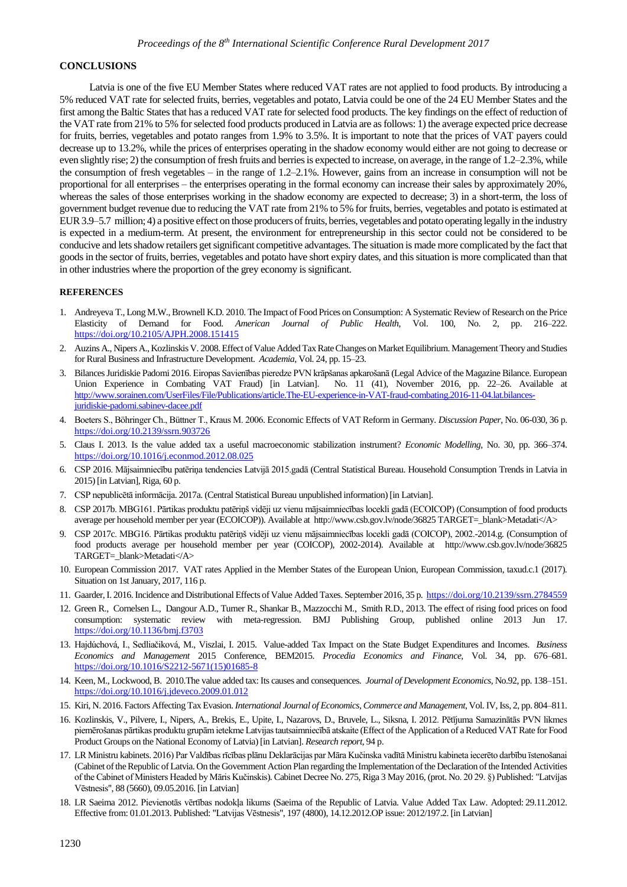## CONCLUSIONS

Latvia is one of the five EU Member States where reduced VAT rates are not applied to food products. By introducing a 5% reduced VAT rate for selected fruits, berries, vegetables and potato, Latvia could be one of the 24 EU Member States and the first among the Baltic States that has a reduced VAT rate for selected food products. The key findings on the effect of reduction of the VAT rate from 21% to 5% for selected food products produced in Latvia are as follows: 1) the average expected price decrease for fruits, berries, vegetables and potato ranges from 1.9% to 3.5%. It is important to note that the prices of VAT payers could decrease up to 13.2%, while the prices of enterprises operating in the shadow economy would either are not going to decrease or even slightly rise; 2) the consumption of fresh fruits and berries is expected to increase, on average, in the range of 1.2–2.3%, while the consumption of fresh vegetables – in the range of 1.2–2.1%. However, gains from an increase in consumption will not be proportional for all enterprises – the enterprises operating in the formal economy can increase their sales by approximately 20%, whereas the sales of those enterprises working in the shadow economy are expected to decrease; 3) in a short-term, the loss of government budget revenue due to reducing the VAT rate from 21% to 5% for fruits, berries, vegetables and potato is estimated at EUR 3.9–5.7 million; 4) a positive effect on those producers of fruits, berries, vegetables and potato operating legally in the industry is expected in a medium-term. At present, the environment for entrepreneurship in this sector could not be considered to be conducive and lets shadow retailers get significant competitive advantages. The situation is made more complicated by the fact that goods in the sector of fruits, berries, vegetables and potato have short expiry dates, and this situation is more complicated than that in other industries where the proportion of the grey economy is significant.

## REFERENCES

1. Andreyeva T., Long M.W., Brownell K.D. 2010. The Impact of Food Prices on Consumption: A Systematic Review of Research on the Price Elasticity of Demand for Food. *American Journal of Public Health*, Vol. 100, No. 2, pp. 216–222. https://doi.org/10.2105/AJPH.2008.151415
2. Auzins A., Nipers A., Kozlinskis V. 2008. Effect of Value Added Tax Rate Changes on Market Equilibrium. Management Theory and Studies for Rural Business and Infrastructure Development. *Academia*, Vol. 24, pp. 15–23.
3. Bilances Juridiskie Padomi 2016. Eiropas Savienības pieredze PVN krāpšanas apkarošanā (Legal Advice of the Magazine Bilance. European Union Experience in Combating VAT Fraud) [in Latvian]. No. 11 (41), November 2016, pp. 22–26. Available at http://www.sorainen.com/UserFiles/File/Publications/article.The-EU-experience-in-VAT-fraud-combating.2016-11-04.lat.bilances-juridiskie-padomi.sabinev-dacee.pdf
4. Boeters S., Böhringer Ch., Büttner T., Kraus M. 2006. Economic Effects of VAT Reform in Germany. *Discussion Paper*, No. 06-030, 36 p. https://doi.org/10.2139/ssrn.903726
5. Claus I. 2013. Is the value added tax a useful macroeconomic stabilization instrument? *Economic Modelling*, No. 30, pp. 366–374. https://doi.org/10.1016/j.econmod.2012.08.025
6. CSP 2016. Mājsaimniecību patēriņa tendencies Latvijā 2015.gadā (Central Statistical Bureau. Household Consumption Trends in Latvia in 2015) [in Latvian], Riga, 60 p.
7. CSP nepublicētā informācija. 2017a. (Central Statistical Bureau unpublished information) [in Latvian].
8. CSP 2017b. MBG161. Pārtikas produktu patēriņš vidēji uz vienu mājsaimniecības locekli gadā (ECOICOP) (Consumption of food products average per household member per year (ECOICOP)). Available at http://www.csb.gov.lv/node/36825 TARGET=_blank>Metadati</A>
9. CSP 2017c. MBG16. Pārtikas produktu patēriņš vidēji uz vienu mājsaimniecības locekli gadā (COICOP), 2002.-2014.g. (Consumption of food products average per household member per year (COICOP), 2002-2014). Available at http://www.csb.gov.lv/node/36825 TARGET=_blank>Metadati</A>
10. European Commission 2017. VAT rates Applied in the Member States of the European Union, European Commission, taxud.c.1 (2017). Situation on 1st January, 2017, 116 p.
11. Gaarder, I. 2016. Incidence and Distributional Effects of Value Added Taxes. September 2016, 35 p. https://doi.org/10.2139/ssrn.2784559
12. Green R., Cornelsen L., Dangour A.D., Turner R., Shankar B., Mazzocchi M., Smith R.D., 2013. The effect of rising food prices on food consumption: systematic review with meta-regression. BMJ Publishing Group, published online 2013 Jun 17. https://doi.org/10.1136/bmj.f3703
13. Hajdúchová, I., Sedliačiková, M., Viszlai, I. 2015. Value-added Tax Impact on the State Budget Expenditures and Incomes. *Business Economics and Management* 2015 Conference, BEM2015. *Procedia Economics and Finance*, Vol. 34, pp. 676–681. https://doi.org/10.1016/S2212-5671(15)01685-8
14. Keen, M., Lockwood, B. 2010.The value added tax: Its causes and consequences. *Journal of Development Economics*, No.92, pp. 138–151. https://doi.org/10.1016/j.jdeveco.2009.01.012
15. Kiri, N. 2016. Factors Affecting Tax Evasion. *International Journal of Economics, Commerce and Management*, Vol. IV, Iss, 2, pp. 804–811.
16. Kozlinskis, V., Pilvere, I., Nipers, A., Brekis, E., Upite, I., Nazarovs, D., Bruvele, L., Siksna, I. 2012. Pētījuma Samazinātās PVN likmes piemērošanas pārtikas produktu grupām ietekme Latvijas tautsaimniecībā atskaite (Effect of the Application of a Reduced VAT Rate for Food Product Groups on the National Economy of Latvia) [in Latvian]. *Research report*, 94 p.
17. LR Ministru kabinets. 2016) Par Valdības rīcības plānu Deklarācijas par Māra Kučinska vadītā Ministru kabineta iecerēto darbību īstenošanai (Cabinet of the Republic of Latvia. On the Government Action Plan regarding the Implementation of the Declaration of the Intended Activities of the Cabinet of Ministers Headed by Māris Kučinskis). Cabinet Decree No. 275, Riga 3 May 2016, (prot. No. 20 29. §) Published: "Latvijas Vēstnesis", 88 (5660), 09.05.2016. [in Latvian]
18. LR Saeima 2012. Pievienotās vērtības nodokļa likums (Saeima of the Republic of Latvia. Value Added Tax Law. Adopted: 29.11.2012. Effective from: 01.01.2013. Published: "Latvijas Vēstnesis", 197 (4800), 14.12.2012.OP issue: 2012/197.2. [in Latvian]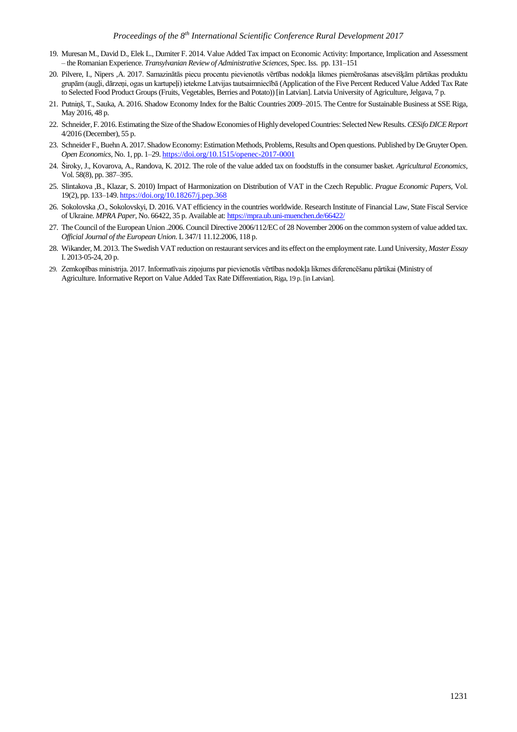19. Muresan M., David D., Elek L., Dumiter F. 2014. Value Added Tax impact on Economic Activity: Importance, Implication and Assessment – the Romanian Experience. *Transylvanian Review of Administrative Sciences*, Spec. Iss. pp. 131–151
20. Pilvere, I., Nipers ,A. 2017. Samazinātās piecu procentu pievienotās vērtības nodokļa likmes piemērošanas atsevišķām pārtikas produktu grupām (augļi, dārzeņi, ogas un kartupeļi) ietekme Latvijas tautsaimniecībā (Application of the Five Percent Reduced Value Added Tax Rate to Selected Food Product Groups (Fruits, Vegetables, Berries and Potato)) [in Latvian]. Latvia University of Agriculture, Jelgava, 7 p.
21. Putniņš, T., Sauka, A. 2016. Shadow Economy Index for the Baltic Countries 2009–2015. The Centre for Sustainable Business at SSE Riga, May 2016, 48 p.
22. Schneider, F. 2016. Estimating the Size of the Shadow Economies of Highly developed Countries: Selected New Results. *CESifo DICE Report* 4/2016 (December), 55 p.
23. Schneider F., Buehn A. 2017. Shadow Economy: Estimation Methods, Problems, Results and Open questions. Published by De Gruyter Open. *Open Economics*, No. 1, pp. 1–29. https://doi.org/10.1515/openec-2017-0001
24. Široky, J., Kovarova, A., Randova, K. 2012. The role of the value added tax on foodstuffs in the consumer basket. *Agricultural Economics*, Vol. 58(8), pp. 387–395.
25. Slintakova ,B., Klazar, S. 2010) Impact of Harmonization on Distribution of VAT in the Czech Republic. *Prague Economic Papers,* Vol. 19(2), pp. 133–149. https://doi.org/10.18267/j.pep.368
26. Sokolovska ,O., Sokolovskyi, D. 2016. VAT efficiency in the countries worldwide. Research Institute of Financial Law, State Fiscal Service of Ukraine. *MPRA Paper*, No. 66422, 35 p. Available at: https://mpra.ub.uni-muenchen.de/66422/
27. The Council of the European Union .2006. Council Directive 2006/112/EC of 28 November 2006 on the common system of value added tax. *Official Journal of the European Union*. L 347/1 11.12.2006, 118 p.
28. Wikander, M. 2013. The Swedish VAT reduction on restaurant services and its effect on the employment rate. Lund University, *Master Essay* I. 2013-05-24, 20 p.
29. Zemkopības ministrija. 2017. Informatīvais ziņojums par pievienotās vērtības nodokļa likmes diferencēšanu pārtikai (Ministry of Agriculture. Informative Report on Value Added Tax Rate Differentiation, Riga, 19 p. [in Latvian].